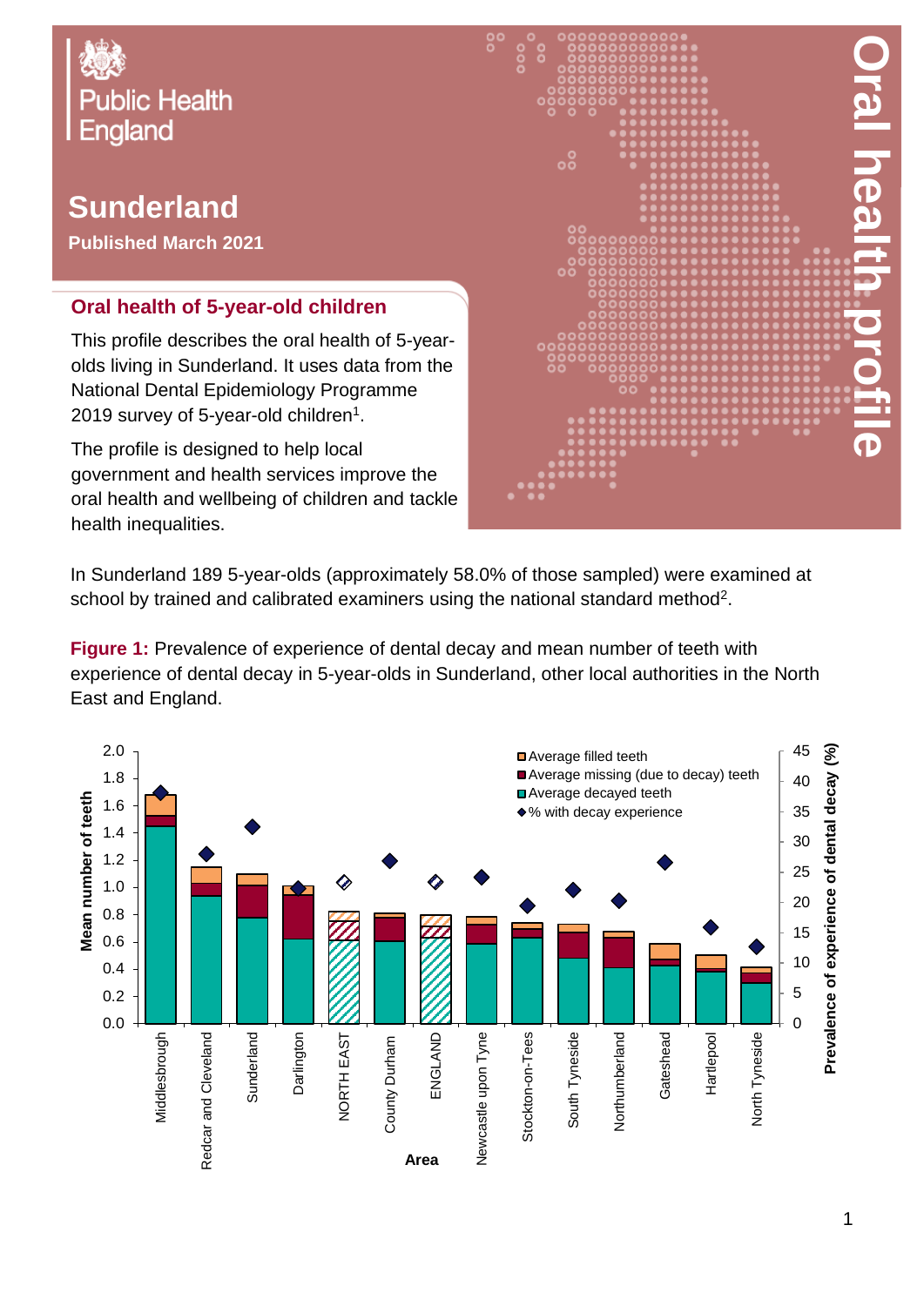Public Health England

# Sunderland

**Published March 2021**

# Oral health profile

## Oral health of 5-year-old children

This profile describes the oral health of 5-year-olds living in Sunderland. It uses data from the National Dental Epidemiology Programme 2019 survey of 5-year-old children[1].

The profile is designed to help local government and health services improve the oral health and wellbeing of children and tackle health inequalities.

In Sunderland 189 5-year-olds (approximately 58.0% of those sampled) were examined at school by trained and calibrated examiners using the national standard method[2].

**Figure 1:** Prevalence of experience of dental decay and mean number of teeth with experience of dental decay in 5-year-olds in Sunderland, other local authorities in the North East and England.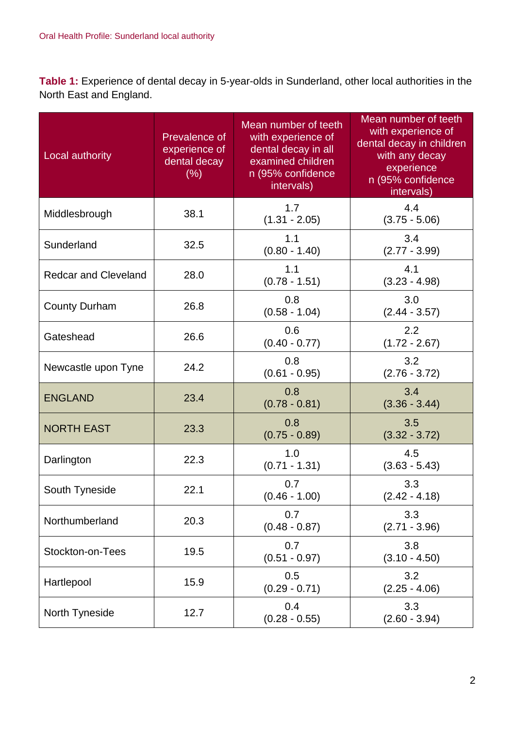**Table 1:** Experience of dental decay in 5-year-olds in Sunderland, other local authorities in the North East and England.

| Local authority | Prevalence of experience of dental decay (%) | Mean number of teeth with experience of dental decay in all examined children n (95% confidence intervals) | Mean number of teeth with experience of dental decay in children with any decay experience n (95% confidence intervals) |
|---|---|---|---|
| Middlesbrough | 38.1 | 1.7 (1.31 - 2.05) | 4.4 (3.75 - 5.06) |
| Sunderland | 32.5 | 1.1 (0.80 - 1.40) | 3.4 (2.77 - 3.99) |
| Redcar and Cleveland | 28.0 | 1.1 (0.78 - 1.51) | 4.1 (3.23 - 4.98) |
| County Durham | 26.8 | 0.8 (0.58 - 1.04) | 3.0 (2.44 - 3.57) |
| Gateshead | 26.6 | 0.6 (0.40 - 0.77) | 2.2 (1.72 - 2.67) |
| Newcastle upon Tyne | 24.2 | 0.8 (0.61 - 0.95) | 3.2 (2.76 - 3.72) |
| ENGLAND | 23.4 | 0.8 (0.78 - 0.81) | 3.4 (3.36 - 3.44) |
| NORTH EAST | 23.3 | 0.8 (0.75 - 0.89) | 3.5 (3.32 - 3.72) |
| Darlington | 22.3 | 1.0 (0.71 - 1.31) | 4.5 (3.63 - 5.43) |
| South Tyneside | 22.1 | 0.7 (0.46 - 1.00) | 3.3 (2.42 - 4.18) |
| Northumberland | 20.3 | 0.7 (0.48 - 0.87) | 3.3 (2.71 - 3.96) |
| Stockton-on-Tees | 19.5 | 0.7 (0.51 - 0.97) | 3.8 (3.10 - 4.50) |
| Hartlepool | 15.9 | 0.5 (0.29 - 0.71) | 3.2 (2.25 - 4.06) |
| North Tyneside | 12.7 | 0.4 (0.28 - 0.55) | 3.3 (2.60 - 3.94) |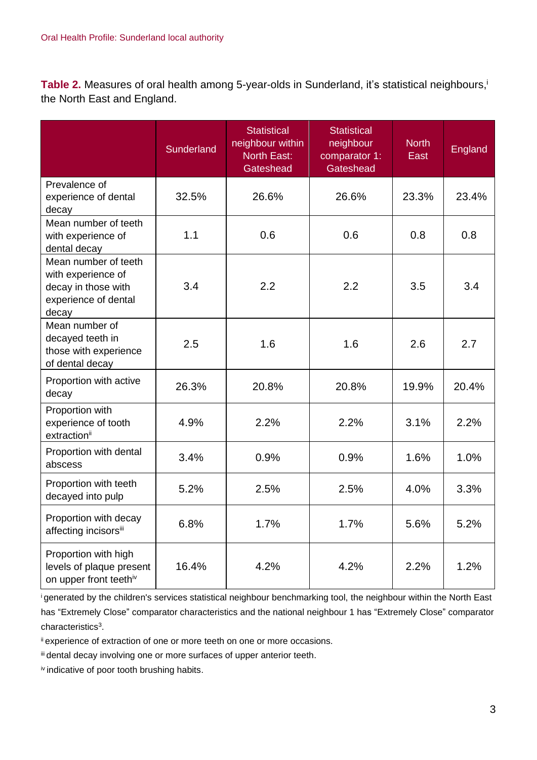**Table 2.** Measures of oral health among 5-year-olds in Sunderland, it's statistical neighbours,[i] the North East and England.

| | Sunderland | Statistical neighbour within North East: Gateshead | Statistical neighbour comparator 1: Gateshead | North East | England |
|---|---|---|---|---|---|
| Prevalence of experience of dental decay | 32.5% | 26.6% | 26.6% | 23.3% | 23.4% |
| Mean number of teeth with experience of dental decay | 1.1 | 0.6 | 0.6 | 0.8 | 0.8 |
| Mean number of teeth with experience of decay in those with experience of dental decay | 3.4 | 2.2 | 2.2 | 3.5 | 3.4 |
| Mean number of decayed teeth in those with experience of dental decay | 2.5 | 1.6 | 1.6 | 2.6 | 2.7 |
| Proportion with active decay | 26.3% | 20.8% | 20.8% | 19.9% | 20.4% |
| Proportion with experience of tooth extraction[ii] | 4.9% | 2.2% | 2.2% | 3.1% | 2.2% |
| Proportion with dental abscess | 3.4% | 0.9% | 0.9% | 1.6% | 1.0% |
| Proportion with teeth decayed into pulp | 5.2% | 2.5% | 2.5% | 4.0% | 3.3% |
| Proportion with decay affecting incisors[iii] | 6.8% | 1.7% | 1.7% | 5.6% | 5.2% |
| Proportion with high levels of plaque present on upper front teeth[iv] | 16.4% | 4.2% | 4.2% | 2.2% | 1.2% |

[i] generated by the children's services statistical neighbour benchmarking tool, the neighbour within the North East has "Extremely Close" comparator characteristics and the national neighbour 1 has "Extremely Close" comparator characteristics[3].

[ii] experience of extraction of one or more teeth on one or more occasions.

[iii] dental decay involving one or more surfaces of upper anterior teeth.

[iv] indicative of poor tooth brushing habits.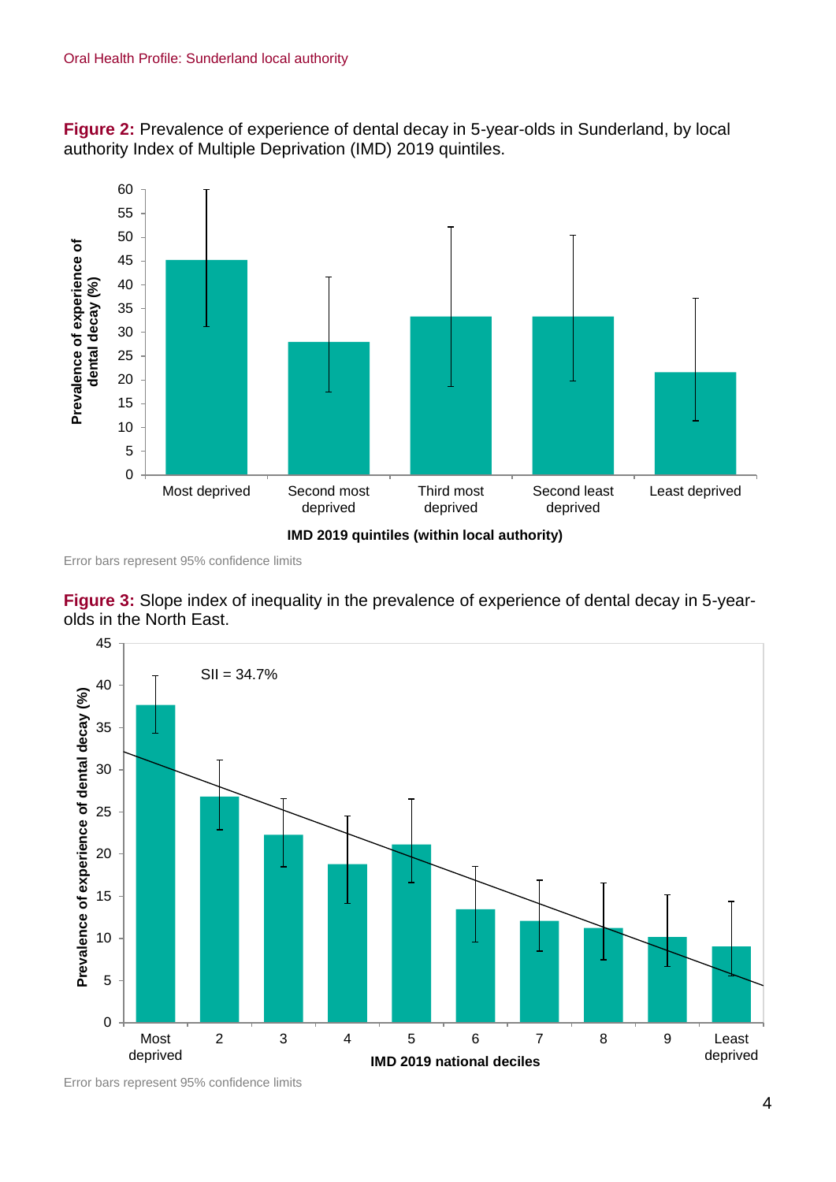**Figure 2:** Prevalence of experience of dental decay in 5-year-olds in Sunderland, by local authority Index of Multiple Deprivation (IMD) 2019 quintiles.

Error bars represent 95% confidence limits

**Figure 3:** Slope index of inequality in the prevalence of experience of dental decay in 5-year-olds in the North East.

Error bars represent 95% confidence limits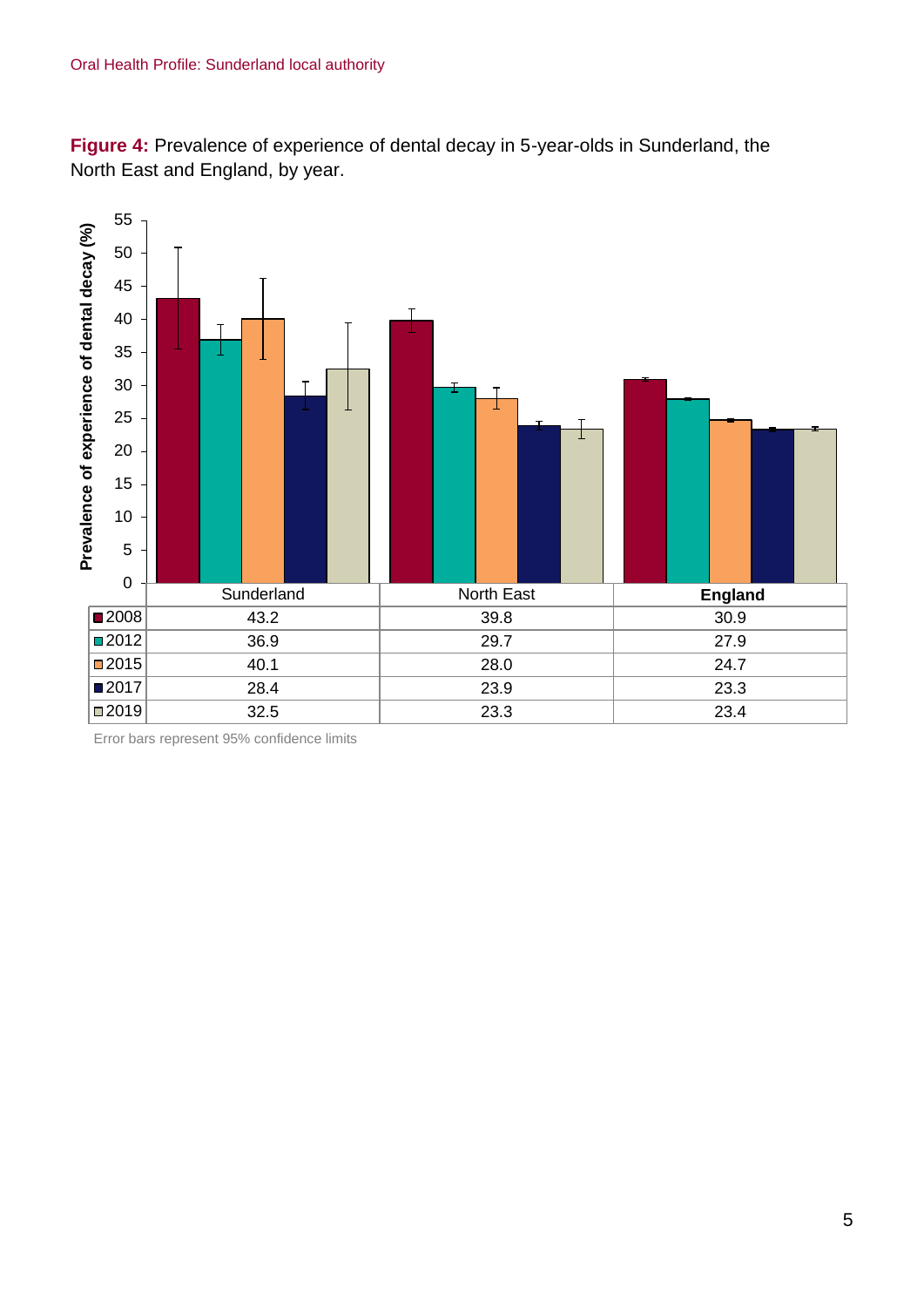**Figure 4:** Prevalence of experience of dental decay in 5-year-olds in Sunderland, the North East and England, by year.

| | Sunderland | North East | England |
|---|---|---|---|
| 2008 | 43.2 | 39.8 | 30.9 |
| 2012 | 36.9 | 29.7 | 27.9 |
| 2015 | 40.1 | 28.0 | 24.7 |
| 2017 | 28.4 | 23.9 | 23.3 |
| 2019 | 32.5 | 23.3 | 23.4 |

Error bars represent 95% confidence limits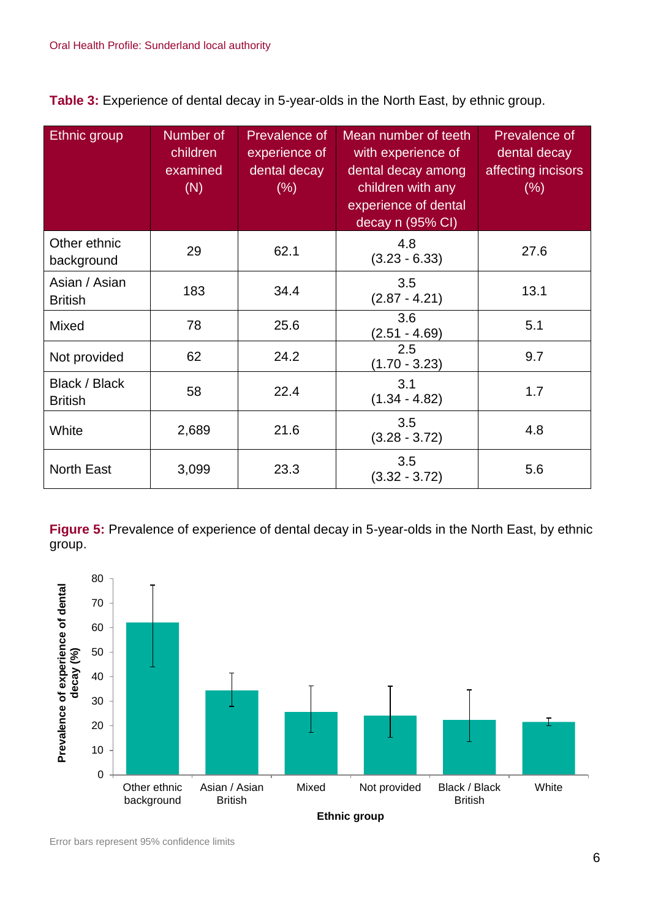**Table 3:** Experience of dental decay in 5-year-olds in the North East, by ethnic group.

| Ethnic group | Number of children examined (N) | Prevalence of experience of dental decay (%) | Mean number of teeth with experience of dental decay among children with any experience of dental decay n (95% CI) | Prevalence of dental decay affecting incisors (%) |
|---|---|---|---|---|
| Other ethnic background | 29 | 62.1 | 4.8 (3.23 - 6.33) | 27.6 |
| Asian / Asian British | 183 | 34.4 | 3.5 (2.87 - 4.21) | 13.1 |
| Mixed | 78 | 25.6 | 3.6 (2.51 - 4.69) | 5.1 |
| Not provided | 62 | 24.2 | 2.5 (1.70 - 3.23) | 9.7 |
| Black / Black British | 58 | 22.4 | 3.1 (1.34 - 4.82) | 1.7 |
| White | 2,689 | 21.6 | 3.5 (3.28 - 3.72) | 4.8 |
| North East | 3,099 | 23.3 | 3.5 (3.32 - 3.72) | 5.6 |

**Figure 5:** Prevalence of experience of dental decay in 5-year-olds in the North East, by ethnic group.

Error bars represent 95% confidence limits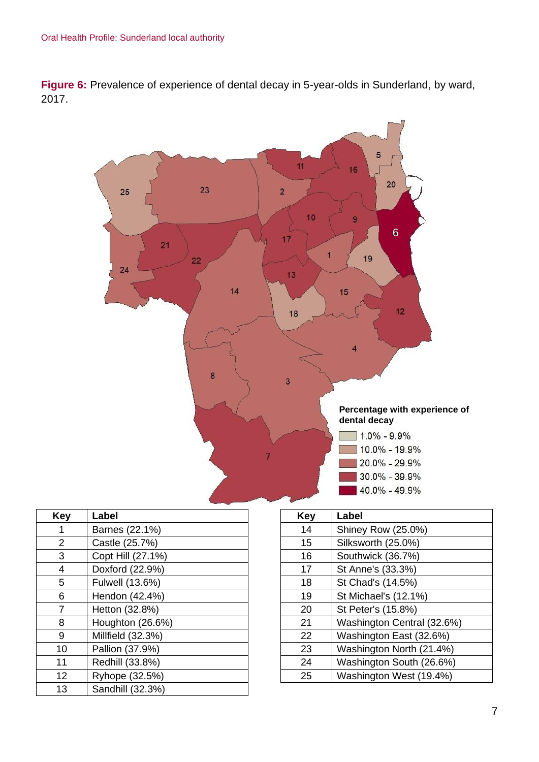**Figure 6:** Prevalence of experience of dental decay in 5-year-olds in Sunderland, by ward, 2017.

**Percentage with experience of dental decay**

- 1.0% - 9.9%
- 10.0% - 19.9%
- 20.0% - 29.9%
- 30.0% - 39.9%
- 40.0% - 49.9%

| Key | Label |
|---|---|
| 1 | Barnes (22.1%) |
| 2 | Castle (25.7%) |
| 3 | Copt Hill (27.1%) |
| 4 | Doxford (22.9%) |
| 5 | Fulwell (13.6%) |
| 6 | Hendon (42.4%) |
| 7 | Hetton (32.8%) |
| 8 | Houghton (26.6%) |
| 9 | Millfield (32.3%) |
| 10 | Pallion (37.9%) |
| 11 | Redhill (33.8%) |
| 12 | Ryhope (32.5%) |
| 13 | Sandhill (32.3%) |

| Key | Label |
|---|---|
| 14 | Shiney Row (25.0%) |
| 15 | Silksworth (25.0%) |
| 16 | Southwick (36.7%) |
| 17 | St Anne's (33.3%) |
| 18 | St Chad's (14.5%) |
| 19 | St Michael's (12.1%) |
| 20 | St Peter's (15.8%) |
| 21 | Washington Central (32.6%) |
| 22 | Washington East (32.6%) |
| 23 | Washington North (21.4%) |
| 24 | Washington South (26.6%) |
| 25 | Washington West (19.4%) |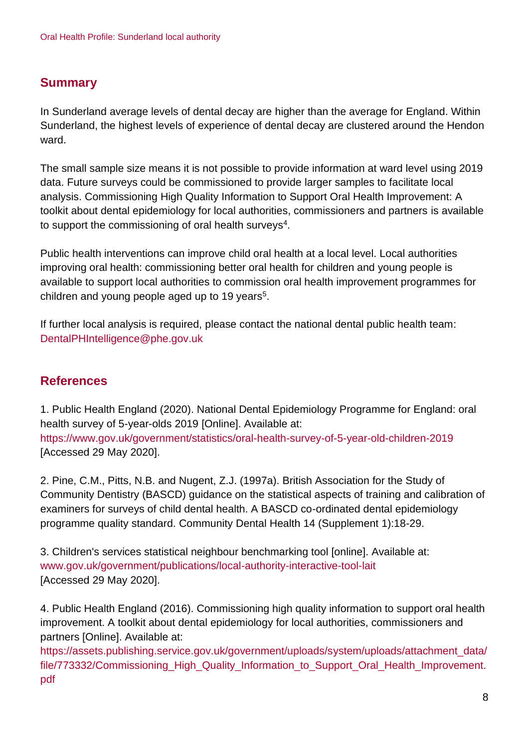## Summary

In Sunderland average levels of dental decay are higher than the average for England. Within Sunderland, the highest levels of experience of dental decay are clustered around the Hendon ward.

The small sample size means it is not possible to provide information at ward level using 2019 data. Future surveys could be commissioned to provide larger samples to facilitate local analysis. Commissioning High Quality Information to Support Oral Health Improvement: A toolkit about dental epidemiology for local authorities, commissioners and partners is available to support the commissioning of oral health surveys[4].

Public health interventions can improve child oral health at a local level. Local authorities improving oral health: commissioning better oral health for children and young people is available to support local authorities to commission oral health improvement programmes for children and young people aged up to 19 years[5].

If further local analysis is required, please contact the national dental public health team: DentalPHIntelligence@phe.gov.uk

## References

1. Public Health England (2020). National Dental Epidemiology Programme for England: oral health survey of 5-year-olds 2019 [Online]. Available at: https://www.gov.uk/government/statistics/oral-health-survey-of-5-year-old-children-2019 [Accessed 29 May 2020].

2. Pine, C.M., Pitts, N.B. and Nugent, Z.J. (1997a). British Association for the Study of Community Dentistry (BASCD) guidance on the statistical aspects of training and calibration of examiners for surveys of child dental health. A BASCD co-ordinated dental epidemiology programme quality standard. Community Dental Health 14 (Supplement 1):18-29.

3. Children's services statistical neighbour benchmarking tool [online]. Available at: www.gov.uk/government/publications/local-authority-interactive-tool-lait [Accessed 29 May 2020].

4. Public Health England (2016). Commissioning high quality information to support oral health improvement. A toolkit about dental epidemiology for local authorities, commissioners and partners [Online]. Available at: https://assets.publishing.service.gov.uk/government/uploads/system/uploads/attachment_data/file/773332/Commissioning_High_Quality_Information_to_Support_Oral_Health_Improvement.pdf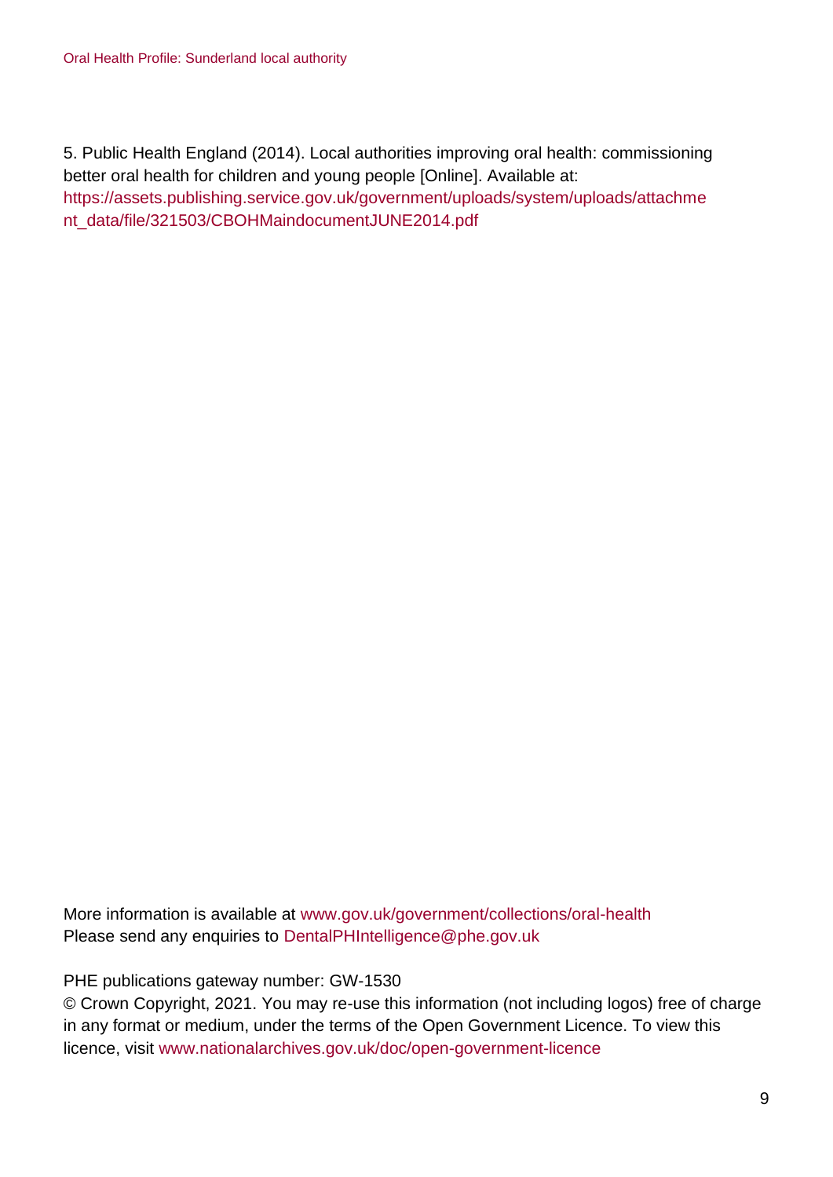5. Public Health England (2014). Local authorities improving oral health: commissioning better oral health for children and young people [Online]. Available at: https://assets.publishing.service.gov.uk/government/uploads/system/uploads/attachment_data/file/321503/CBOHMaindocumentJUNE2014.pdf

More information is available at www.gov.uk/government/collections/oral-health
Please send any enquiries to DentalPHIntelligence@phe.gov.uk

PHE publications gateway number: GW-1530
© Crown Copyright, 2021. You may re-use this information (not including logos) free of charge in any format or medium, under the terms of the Open Government Licence. To view this licence, visit www.nationalarchives.gov.uk/doc/open-government-licence